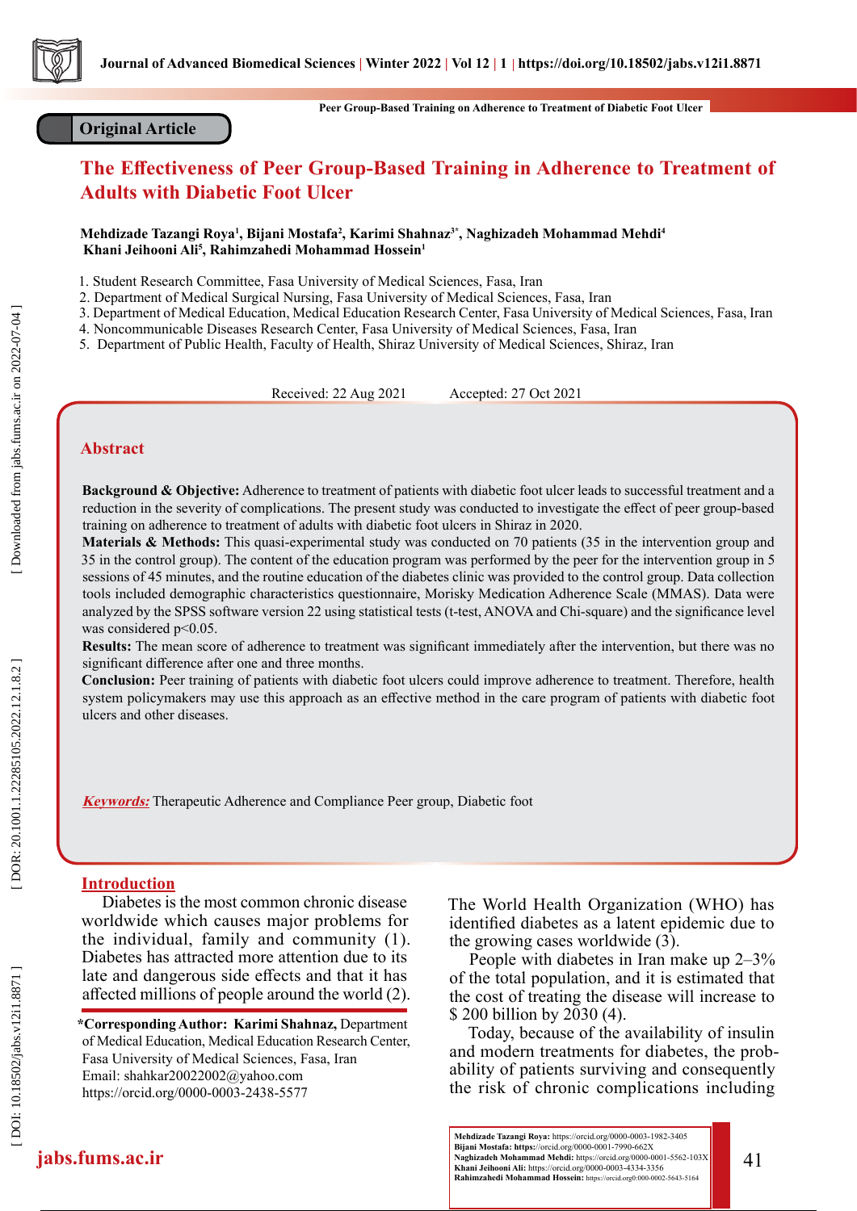Original Article

# The Effectiveness of Peer Group-Based Training in Adherence to Treatment of Adults with Diabetic Foot Ulcer

**Mehdizade Tazangi Roya[1], Bijani Mostafa[2], Karimi Shahnaz[3*], Naghizadeh Mohammad Mehdi[4] Khani Jeihooni Ali[5], Rahimzahedi Mohammad Hossein[1]**

1. Student Research Committee, Fasa University of Medical Sciences, Fasa, Iran
2. Department of Medical Surgical Nursing, Fasa University of Medical Sciences, Fasa, Iran
3. Department of Medical Education, Medical Education Research Center, Fasa University of Medical Sciences, Fasa, Iran
4. Noncommunicable Diseases Research Center, Fasa University of Medical Sciences, Fasa, Iran
5. Department of Public Health, Faculty of Health, Shiraz University of Medical Sciences, Shiraz, Iran

Received: 22 Aug 2021 Accepted: 27 Oct 2021

## Abstract

**Background & Objective:** Adherence to treatment of patients with diabetic foot ulcer leads to successful treatment and a reduction in the severity of complications. The present study was conducted to investigate the effect of peer group-based training on adherence to treatment of adults with diabetic foot ulcers in Shiraz in 2020.

**Materials & Methods:** This quasi-experimental study was conducted on 70 patients (35 in the intervention group and 35 in the control group). The content of the education program was performed by the peer for the intervention group in 5 sessions of 45 minutes, and the routine education of the diabetes clinic was provided to the control group. Data collection tools included demographic characteristics questionnaire, Morisky Medication Adherence Scale (MMAS). Data were analyzed by the SPSS software version 22 using statistical tests (t-test, ANOVA and Chi-square) and the significance level was considered p<0.05.

**Results:** The mean score of adherence to treatment was significant immediately after the intervention, but there was no significant difference after one and three months.

**Conclusion:** Peer training of patients with diabetic foot ulcers could improve adherence to treatment. Therefore, health system policymakers may use this approach as an effective method in the care program of patients with diabetic foot ulcers and other diseases.

***Keywords:*** Therapeutic Adherence and Compliance Peer group, Diabetic foot

## Introduction

Diabetes is the most common chronic disease worldwide which causes major problems for the individual, family and community (1). Diabetes has attracted more attention due to its late and dangerous side effects and that it has affected millions of people around the world (2). The World Health Organization (WHO) has identified diabetes as a latent epidemic due to the growing cases worldwide (3).

People with diabetes in Iran make up 2–3% of the total population, and it is estimated that the cost of treating the disease will increase to $ 200 billion by 2030 (4).

Today, because of the availability of insulin and modern treatments for diabetes, the probability of patients surviving and consequently the risk of chronic complications including

***Corresponding Author: Karimi Shahnaz,** Department of Medical Education, Medical Education Research Center, Fasa University of Medical Sciences, Fasa, Iran
Email: shahkar20022002@yahoo.com
https://orcid.org/0000-0003-2438-5577

**Mehdizade Tazangi Roya:** https://orcid.org/0000-0003-1982-3405
**Bijani Mostafa: https:**//orcid.org/0000-0001-7990-662X
**Naghizadeh Mohammad Mehdi:** https://orcid.org/0000-0001-5562-103X
**Khani Jeihooni Ali:** https://orcid.org/0000-0003-4334-3356
**Rahimzahedi Mohammad Hossein:** https://orcid.org0:000-0002-5643-5164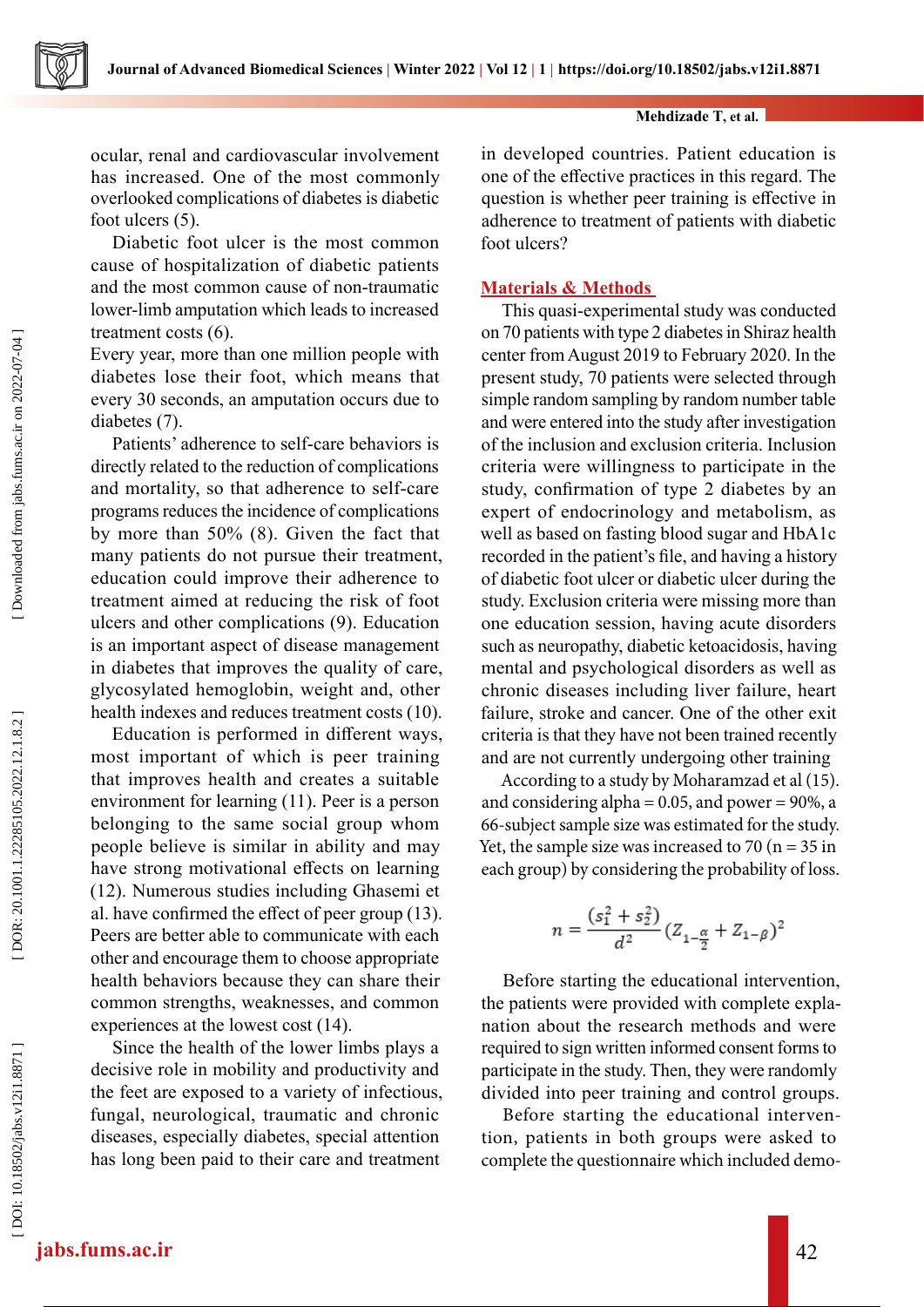ocular, renal and cardiovascular involvement has increased. One of the most commonly overlooked complications of diabetes is diabetic foot ulcers (5).

Diabetic foot ulcer is the most common cause of hospitalization of diabetic patients and the most common cause of non-traumatic lower-limb amputation which leads to increased treatment costs (6).

Every year, more than one million people with diabetes lose their foot, which means that every 30 seconds, an amputation occurs due to diabetes (7).

Patients' adherence to self-care behaviors is directly related to the reduction of complications and mortality, so that adherence to self-care programs reduces the incidence of complications by more than 50% (8). Given the fact that many patients do not pursue their treatment, education could improve their adherence to treatment aimed at reducing the risk of foot ulcers and other complications (9). Education is an important aspect of disease management in diabetes that improves the quality of care, glycosylated hemoglobin, weight and, other health indexes and reduces treatment costs (10).

Education is performed in different ways, most important of which is peer training that improves health and creates a suitable environment for learning (11). Peer is a person belonging to the same social group whom people believe is similar in ability and may have strong motivational effects on learning (12). Numerous studies including Ghasemi et al. have confirmed the effect of peer group (13). Peers are better able to communicate with each other and encourage them to choose appropriate health behaviors because they can share their common strengths, weaknesses, and common experiences at the lowest cost (14).

Since the health of the lower limbs plays a decisive role in mobility and productivity and the feet are exposed to a variety of infectious, fungal, neurological, traumatic and chronic diseases, especially diabetes, special attention has long been paid to their care and treatment in developed countries. Patient education is one of the effective practices in this regard. The question is whether peer training is effective in adherence to treatment of patients with diabetic foot ulcers?

## Materials & Methods

This quasi-experimental study was conducted on 70 patients with type 2 diabetes in Shiraz health center from August 2019 to February 2020. In the present study, 70 patients were selected through simple random sampling by random number table and were entered into the study after investigation of the inclusion and exclusion criteria. Inclusion criteria were willingness to participate in the study, confirmation of type 2 diabetes by an expert of endocrinology and metabolism, as well as based on fasting blood sugar and HbA1c recorded in the patient's file, and having a history of diabetic foot ulcer or diabetic ulcer during the study. Exclusion criteria were missing more than one education session, having acute disorders such as neuropathy, diabetic ketoacidosis, having mental and psychological disorders as well as chronic diseases including liver failure, heart failure, stroke and cancer. One of the other exit criteria is that they have not been trained recently and are not currently undergoing other training

According to a study by Moharamzad et al (15). and considering alpha = 0.05, and power = 90%, a 66-subject sample size was estimated for the study. Yet, the sample size was increased to 70 (n = 35 in each group) by considering the probability of loss.

$$n = \frac{(s_1^2 + s_2^2)}{d^2}(Z_{1-\frac{\alpha}{2}} + Z_{1-\beta})^2$$

Before starting the educational intervention, the patients were provided with complete explanation about the research methods and were required to sign written informed consent forms to participate in the study. Then, they were randomly divided into peer training and control groups.

Before starting the educational intervention, patients in both groups were asked to complete the questionnaire which included demo-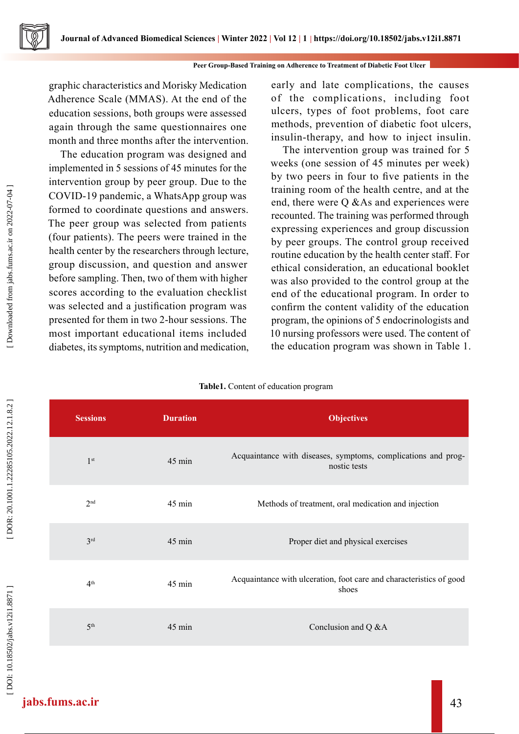graphic characteristics and Morisky Medication Adherence Scale (MMAS). At the end of the education sessions, both groups were assessed again through the same questionnaires one month and three months after the intervention.

The education program was designed and implemented in 5 sessions of 45 minutes for the intervention group by peer group. Due to the COVID-19 pandemic, a WhatsApp group was formed to coordinate questions and answers. The peer group was selected from patients (four patients). The peers were trained in the health center by the researchers through lecture, group discussion, and question and answer before sampling. Then, two of them with higher scores according to the evaluation checklist was selected and a justification program was presented for them in two 2-hour sessions. The most important educational items included diabetes, its symptoms, nutrition and medication, early and late complications, the causes of the complications, including foot ulcers, types of foot problems, foot care methods, prevention of diabetic foot ulcers, insulin-therapy, and how to inject insulin.

The intervention group was trained for 5 weeks (one session of 45 minutes per week) by two peers in four to five patients in the training room of the health centre, and at the end, there were Q &As and experiences were recounted. The training was performed through expressing experiences and group discussion by peer groups. The control group received routine education by the health center staff. For ethical consideration, an educational booklet was also provided to the control group at the end of the educational program. In order to confirm the content validity of the education program, the opinions of 5 endocrinologists and 10 nursing professors were used. The content of the education program was shown in Table 1.

**Table1.** Content of education program

| Sessions | Duration | Objectives |
|---|---|---|
| 1st | 45 min | Acquaintance with diseases, symptoms, complications and prognostic tests |
| 2nd | 45 min | Methods of treatment, oral medication and injection |
| 3rd | 45 min | Proper diet and physical exercises |
| 4th | 45 min | Acquaintance with ulceration, foot care and characteristics of good shoes |
| 5th | 45 min | Conclusion and Q &A |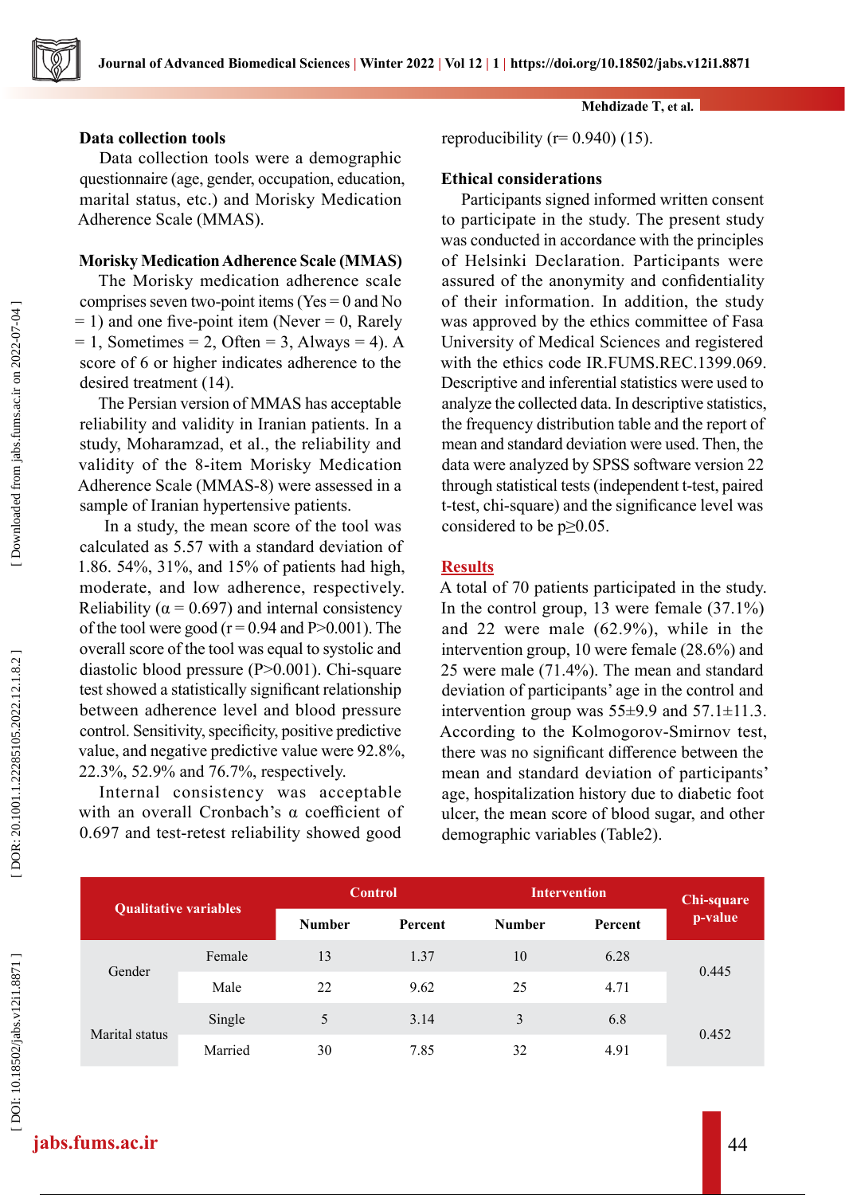### Data collection tools

Data collection tools were a demographic questionnaire (age, gender, occupation, education, marital status, etc.) and Morisky Medication Adherence Scale (MMAS).

### Morisky Medication Adherence Scale (MMAS)

The Morisky medication adherence scale comprises seven two-point items (Yes = 0 and No = 1) and one five-point item (Never = 0, Rarely = 1, Sometimes = 2, Often = 3, Always = 4). A score of 6 or higher indicates adherence to the desired treatment (14).

The Persian version of MMAS has acceptable reliability and validity in Iranian patients. In a study, Moharamzad, et al., the reliability and validity of the 8-item Morisky Medication Adherence Scale (MMAS-8) were assessed in a sample of Iranian hypertensive patients.

In a study, the mean score of the tool was calculated as 5.57 with a standard deviation of 1.86. 54%, 31%, and 15% of patients had high, moderate, and low adherence, respectively. Reliability ($\alpha = 0.697$) and internal consistency of the tool were good ($r = 0.94$ and $P > 0.001$). The overall score of the tool was equal to systolic and diastolic blood pressure ($P > 0.001$). Chi-square test showed a statistically significant relationship between adherence level and blood pressure control. Sensitivity, specificity, positive predictive value, and negative predictive value were 92.8%, 22.3%, 52.9% and 76.7%, respectively.

Internal consistency was acceptable with an overall Cronbach's α coefficient of 0.697 and test-retest reliability showed good reproducibility ($r = 0.940$) (15).

### Ethical considerations

Participants signed informed written consent to participate in the study. The present study was conducted in accordance with the principles of Helsinki Declaration. Participants were assured of the anonymity and confidentiality of their information. In addition, the study was approved by the ethics committee of Fasa University of Medical Sciences and registered with the ethics code IR.FUMS.REC.1399.069. Descriptive and inferential statistics were used to analyze the collected data. In descriptive statistics, the frequency distribution table and the report of mean and standard deviation were used. Then, the data were analyzed by SPSS software version 22 through statistical tests (independent t-test, paired t-test, chi-square) and the significance level was considered to be $p \geq 0.05$.

## Results

A total of 70 patients participated in the study. In the control group, 13 were female (37.1%) and 22 were male (62.9%), while in the intervention group, 10 were female (28.6%) and 25 were male (71.4%). The mean and standard deviation of participants' age in the control and intervention group was 55±9.9 and 57.1±11.3. According to the Kolmogorov-Smirnov test, there was no significant difference between the mean and standard deviation of participants' age, hospitalization history due to diabetic foot ulcer, the mean score of blood sugar, and other demographic variables (Table2).

| Qualitative variables | | Control | | Intervention | | Chi-square p-value |
|---|---|---|---|---|---|---|
| | | Number | Percent | Number | Percent | |
| Gender | Female | 13 | 1.37 | 10 | 6.28 | 0.445 |
| | Male | 22 | 9.62 | 25 | 4.71 | |
| Marital status | Single | 5 | 3.14 | 3 | 6.8 | 0.452 |
| | Married | 30 | 7.85 | 32 | 4.91 | |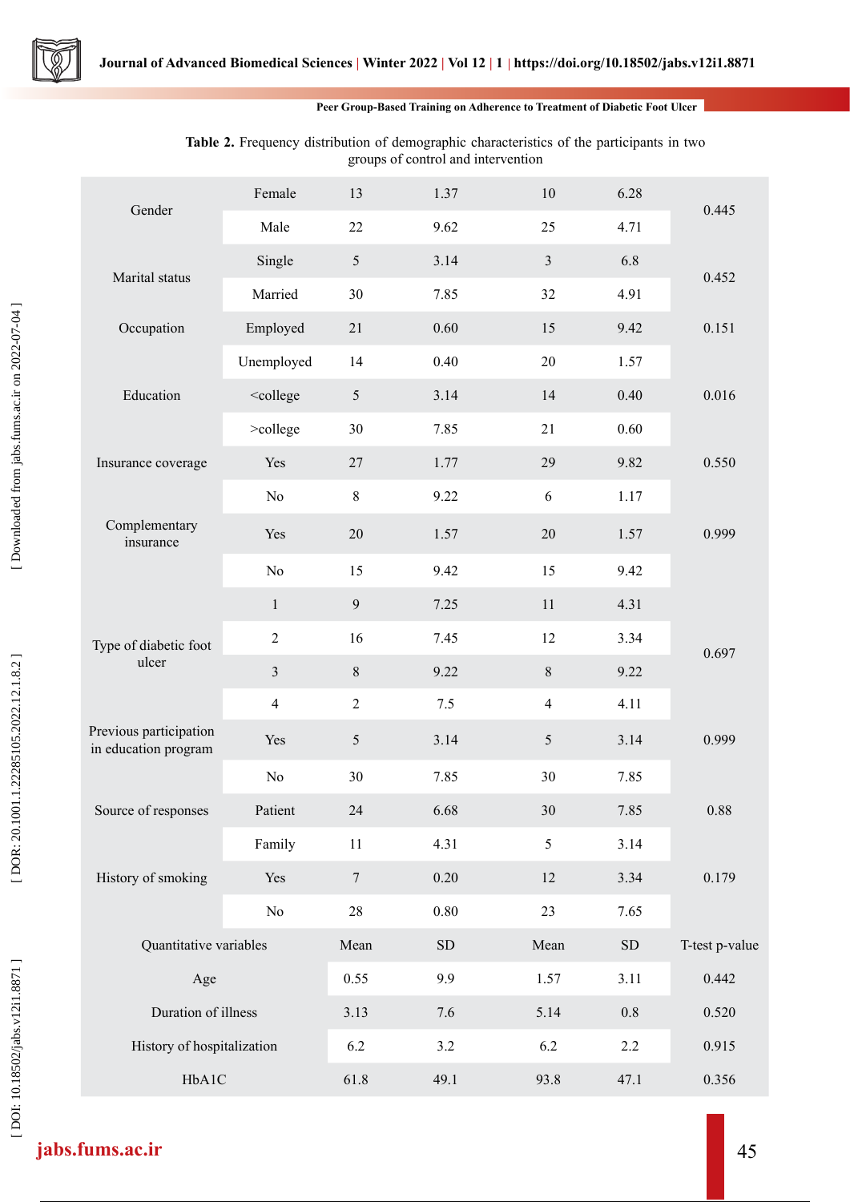**Table 2.** Frequency distribution of demographic characteristics of the participants in two groups of control and intervention

| | | | | | | |
|---|---|---|---|---|---|---|
| Gender | Female | 13 | 1.37 | 10 | 6.28 | 0.445 |
| | Male | 22 | 9.62 | 25 | 4.71 | |
| Marital status | Single | 5 | 3.14 | 3 | 6.8 | 0.452 |
| | Married | 30 | 7.85 | 32 | 4.91 | |
| Occupation | Employed | 21 | 0.60 | 15 | 9.42 | 0.151 |
| | Unemployed | 14 | 0.40 | 20 | 1.57 | |
| Education | <college | 5 | 3.14 | 14 | 0.40 | 0.016 |
| | >college | 30 | 7.85 | 21 | 0.60 | |
| Insurance coverage | Yes | 27 | 1.77 | 29 | 9.82 | 0.550 |
| | No | 8 | 9.22 | 6 | 1.17 | |
| Complementary insurance | Yes | 20 | 1.57 | 20 | 1.57 | 0.999 |
| | No | 15 | 9.42 | 15 | 9.42 | |
| Type of diabetic foot ulcer | 1 | 9 | 7.25 | 11 | 4.31 | 0.697 |
| | 2 | 16 | 7.45 | 12 | 3.34 | |
| | 3 | 8 | 9.22 | 8 | 9.22 | |
| | 4 | 2 | 7.5 | 4 | 4.11 | |
| Previous participation in education program | Yes | 5 | 3.14 | 5 | 3.14 | 0.999 |
| | No | 30 | 7.85 | 30 | 7.85 | |
| Source of responses | Patient | 24 | 6.68 | 30 | 7.85 | 0.88 |
| | Family | 11 | 4.31 | 5 | 3.14 | |
| History of smoking | Yes | 7 | 0.20 | 12 | 3.34 | 0.179 |
| | No | 28 | 0.80 | 23 | 7.65 | |
| Quantitative variables | | Mean | SD | Mean | SD | T-test p-value |
| Age | | 0.55 | 9.9 | 1.57 | 3.11 | 0.442 |
| Duration of illness | | 3.13 | 7.6 | 5.14 | 0.8 | 0.520 |
| History of hospitalization | | 6.2 | 3.2 | 6.2 | 2.2 | 0.915 |
| HbA1C | | 61.8 | 49.1 | 93.8 | 47.1 | 0.356 |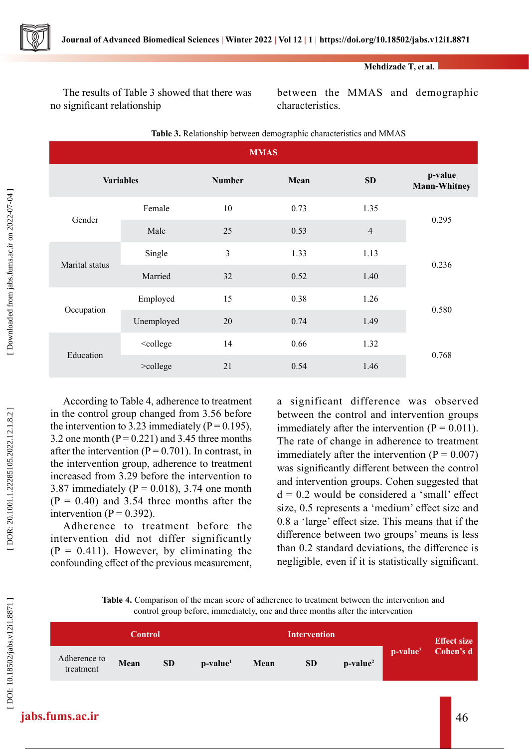The results of Table 3 showed that there was no significant relationship between the MMAS and demographic characteristics.

**Table 3.** Relationship between demographic characteristics and MMAS

| Variables | | Number | Mean | SD | p-value Mann-Whitney |
|---|---|---|---|---|---|
| Gender | Female | 10 | 0.73 | 1.35 | 0.295 |
| | Male | 25 | 0.53 | 4 | |
| Marital status | Single | 3 | 1.33 | 1.13 | 0.236 |
| | Married | 32 | 0.52 | 1.40 | |
| Occupation | Employed | 15 | 0.38 | 1.26 | 0.580 |
| | Unemployed | 20 | 0.74 | 1.49 | |
| Education | <college | 14 | 0.66 | 1.32 | 0.768 |
| | >college | 21 | 0.54 | 1.46 | |

According to Table 4, adherence to treatment in the control group changed from 3.56 before the intervention to 3.23 immediately (P = 0.195), 3.2 one month (P = 0.221) and 3.45 three months after the intervention (P = 0.701). In contrast, in the intervention group, adherence to treatment increased from 3.29 before the intervention to 3.87 immediately (P = 0.018), 3.74 one month (P = 0.40) and 3.54 three months after the intervention (P = 0.392).

Adherence to treatment before the intervention did not differ significantly (P = 0.411). However, by eliminating the confounding effect of the previous measurement, a significant difference was observed between the control and intervention groups immediately after the intervention (P = 0.011). The rate of change in adherence to treatment immediately after the intervention (P = 0.007) was significantly different between the control and intervention groups. Cohen suggested that d = 0.2 would be considered a 'small' effect size, 0.5 represents a 'medium' effect size and 0.8 a 'large' effect size. This means that if the difference between two groups' means is less than 0.2 standard deviations, the difference is negligible, even if it is statistically significant.

**Table 4.** Comparison of the mean score of adherence to treatment between the intervention and control group before, immediately, one and three months after the intervention

| | Control | | | Intervention | | | p-value[3] | Effect size Cohen's d |
|---|---|---|---|---|---|---|---|---|
| Adherence to treatment | Mean | SD | p-value[1] | Mean | SD | p-value[2] | | |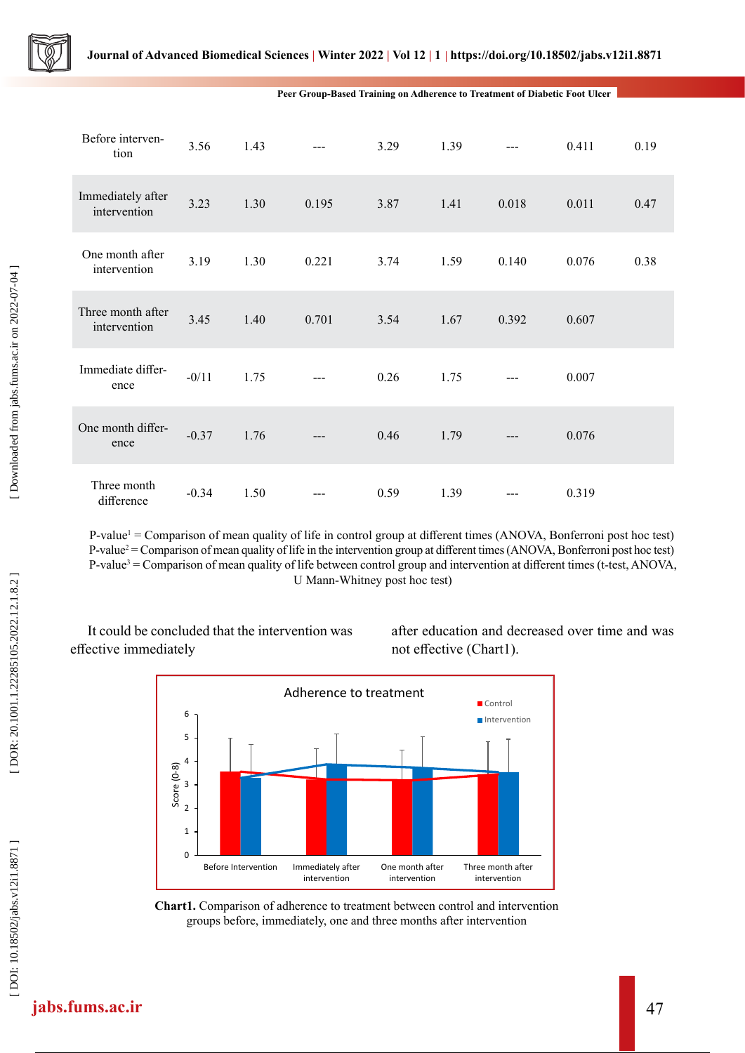| Before intervention | 3.56 | 1.43 | --- | 3.29 | 1.39 | --- | 0.411 | 0.19 |
|---|---|---|---|---|---|---|---|---|
| Immediately after intervention | 3.23 | 1.30 | 0.195 | 3.87 | 1.41 | 0.018 | 0.011 | 0.47 |
| One month after intervention | 3.19 | 1.30 | 0.221 | 3.74 | 1.59 | 0.140 | 0.076 | 0.38 |
| Three month after intervention | 3.45 | 1.40 | 0.701 | 3.54 | 1.67 | 0.392 | 0.607 | |
| Immediate difference | -0/11 | 1.75 | --- | 0.26 | 1.75 | --- | 0.007 | |
| One month difference | -0.37 | 1.76 | --- | 0.46 | 1.79 | --- | 0.076 | |
| Three month difference | -0.34 | 1.50 | --- | 0.59 | 1.39 | --- | 0.319 | |

P-value[1] = Comparison of mean quality of life in control group at different times (ANOVA, Bonferroni post hoc test)
P-value[2] = Comparison of mean quality of life in the intervention group at different times (ANOVA, Bonferroni post hoc test)
P-value[3] = Comparison of mean quality of life between control group and intervention at different times (t-test, ANOVA, U Mann-Whitney post hoc test)

It could be concluded that the intervention was effective immediately after education and decreased over time and was not effective (Chart1).

**Chart1.** Comparison of adherence to treatment between control and intervention groups before, immediately, one and three months after intervention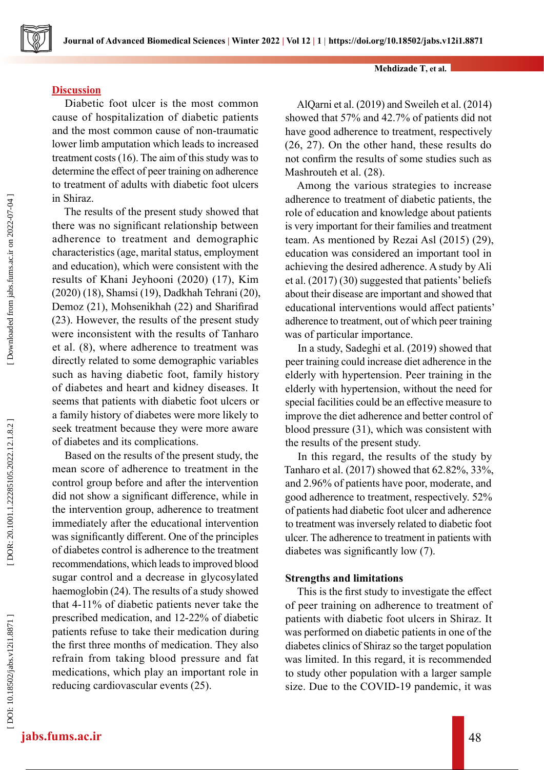## Discussion

Diabetic foot ulcer is the most common cause of hospitalization of diabetic patients and the most common cause of non-traumatic lower limb amputation which leads to increased treatment costs (16). The aim of this study was to determine the effect of peer training on adherence to treatment of adults with diabetic foot ulcers in Shiraz.

The results of the present study showed that there was no significant relationship between adherence to treatment and demographic characteristics (age, marital status, employment and education), which were consistent with the results of Khani Jeyhooni (2020) (17), Kim (2020) (18), Shamsi (19), Dadkhah Tehrani (20), Demoz (21), Mohsenikhah (22) and Sharifirad (23). However, the results of the present study were inconsistent with the results of Tanharo et al. (8), where adherence to treatment was directly related to some demographic variables such as having diabetic foot, family history of diabetes and heart and kidney diseases. It seems that patients with diabetic foot ulcers or a family history of diabetes were more likely to seek treatment because they were more aware of diabetes and its complications.

Based on the results of the present study, the mean score of adherence to treatment in the control group before and after the intervention did not show a significant difference, while in the intervention group, adherence to treatment immediately after the educational intervention was significantly different. One of the principles of diabetes control is adherence to the treatment recommendations, which leads to improved blood sugar control and a decrease in glycosylated haemoglobin (24). The results of a study showed that 4-11% of diabetic patients never take the prescribed medication, and 12-22% of diabetic patients refuse to take their medication during the first three months of medication. They also refrain from taking blood pressure and fat medications, which play an important role in reducing cardiovascular events (25).

AlQarni et al. (2019) and Sweileh et al. (2014) showed that 57% and 42.7% of patients did not have good adherence to treatment, respectively (26, 27). On the other hand, these results do not confirm the results of some studies such as Mashrouteh et al. (28).

Among the various strategies to increase adherence to treatment of diabetic patients, the role of education and knowledge about patients is very important for their families and treatment team. As mentioned by Rezai Asl (2015) (29), education was considered an important tool in achieving the desired adherence. A study by Ali et al. (2017) (30) suggested that patients' beliefs about their disease are important and showed that educational interventions would affect patients' adherence to treatment, out of which peer training was of particular importance.

In a study, Sadeghi et al. (2019) showed that peer training could increase diet adherence in the elderly with hypertension. Peer training in the elderly with hypertension, without the need for special facilities could be an effective measure to improve the diet adherence and better control of blood pressure (31), which was consistent with the results of the present study.

In this regard, the results of the study by Tanharo et al. (2017) showed that 62.82%, 33%, and 2.96% of patients have poor, moderate, and good adherence to treatment, respectively. 52% of patients had diabetic foot ulcer and adherence to treatment was inversely related to diabetic foot ulcer. The adherence to treatment in patients with diabetes was significantly low (7).

### Strengths and limitations

This is the first study to investigate the effect of peer training on adherence to treatment of patients with diabetic foot ulcers in Shiraz. It was performed on diabetic patients in one of the diabetes clinics of Shiraz so the target population was limited. In this regard, it is recommended to study other population with a larger sample size. Due to the COVID-19 pandemic, it was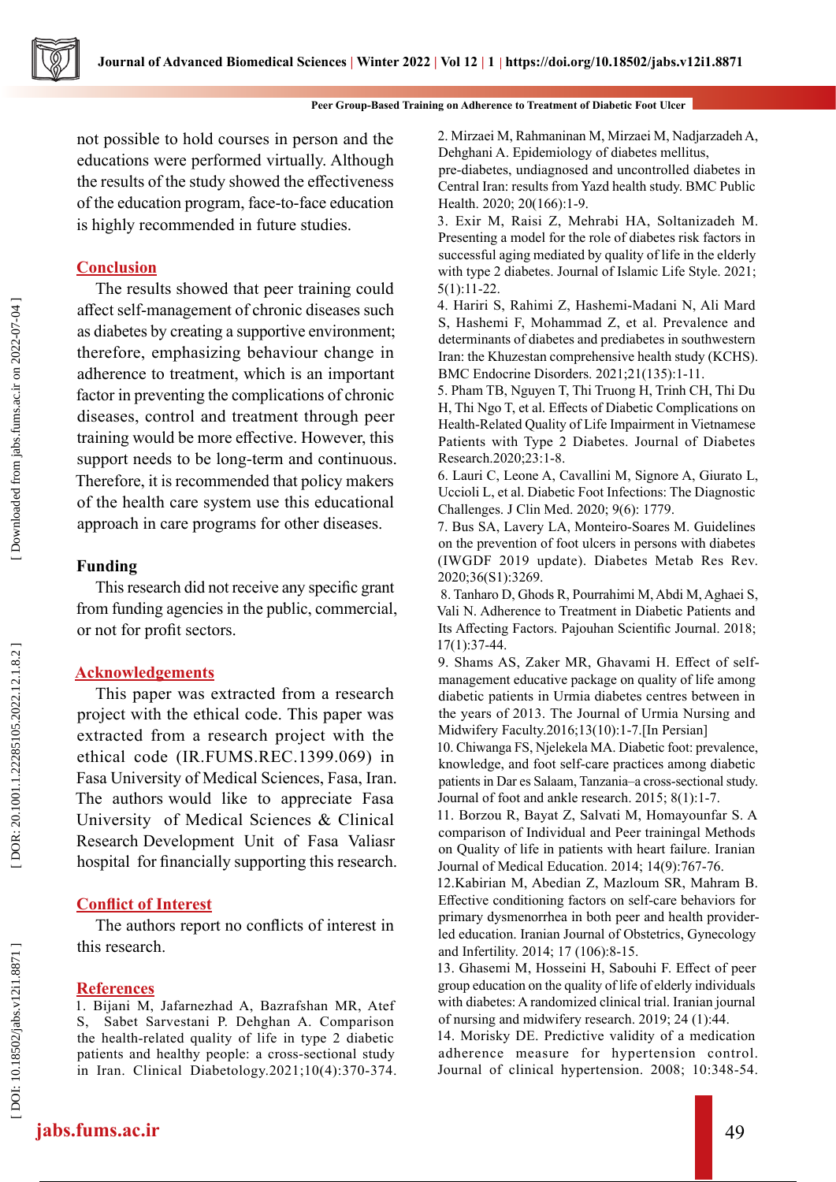not possible to hold courses in person and the educations were performed virtually. Although the results of the study showed the effectiveness of the education program, face-to-face education is highly recommended in future studies.

## Conclusion

The results showed that peer training could affect self-management of chronic diseases such as diabetes by creating a supportive environment; therefore, emphasizing behaviour change in adherence to treatment, which is an important factor in preventing the complications of chronic diseases, control and treatment through peer training would be more effective. However, this support needs to be long-term and continuous. Therefore, it is recommended that policy makers of the health care system use this educational approach in care programs for other diseases.

## Funding

This research did not receive any specific grant from funding agencies in the public, commercial, or not for profit sectors.

## Acknowledgements

This paper was extracted from a research project with the ethical code. This paper was extracted from a research project with the ethical code (IR.FUMS.REC.1399.069) in Fasa University of Medical Sciences, Fasa, Iran. The authors would like to appreciate Fasa University of Medical Sciences & Clinical Research Development Unit of Fasa Valiasr hospital for financially supporting this research.

## Conflict of Interest

The authors report no conflicts of interest in this research.

## References

1. Bijani M, Jafarnezhad A, Bazrafshan MR, Atef S, Sabet Sarvestani P. Dehghan A. Comparison the health-related quality of life in type 2 diabetic patients and healthy people: a cross-sectional study in Iran. Clinical Diabetology.2021;10(4):370-374.
2. Mirzaei M, Rahmaninan M, Mirzaei M, Nadjarzadeh A, Dehghani A. Epidemiology of diabetes mellitus, pre-diabetes, undiagnosed and uncontrolled diabetes in Central Iran: results from Yazd health study. BMC Public Health. 2020; 20(166):1-9.
3. Exir M, Raisi Z, Mehrabi HA, Soltanizadeh M. Presenting a model for the role of diabetes risk factors in successful aging mediated by quality of life in the elderly with type 2 diabetes. Journal of Islamic Life Style. 2021; 5(1):11-22.
4. Hariri S, Rahimi Z, Hashemi-Madani N, Ali Mard S, Hashemi F, Mohammad Z, et al. Prevalence and determinants of diabetes and prediabetes in southwestern Iran: the Khuzestan comprehensive health study (KCHS). BMC Endocrine Disorders. 2021;21(135):1-11.
5. Pham TB, Nguyen T, Thi Truong H, Trinh CH, Thi Du H, Thi Ngo T, et al. Effects of Diabetic Complications on Health-Related Quality of Life Impairment in Vietnamese Patients with Type 2 Diabetes. Journal of Diabetes Research.2020;23:1-8.
6. Lauri C, Leone A, Cavallini M, Signore A, Giurato L, Uccioli L, et al. Diabetic Foot Infections: The Diagnostic Challenges. J Clin Med. 2020; 9(6): 1779.
7. Bus SA, Lavery LA, Monteiro-Soares M. Guidelines on the prevention of foot ulcers in persons with diabetes (IWGDF 2019 update). Diabetes Metab Res Rev. 2020;36(S1):3269.
8. Tanharo D, Ghods R, Pourrahimi M, Abdi M, Aghaei S, Vali N. Adherence to Treatment in Diabetic Patients and Its Affecting Factors. Pajouhan Scientific Journal. 2018; 17(1):37-44.
9. Shams AS, Zaker MR, Ghavami H. Effect of self-management educative package on quality of life among diabetic patients in Urmia diabetes centres between in the years of 2013. The Journal of Urmia Nursing and Midwifery Faculty.2016;13(10):1-7.[In Persian]
10. Chiwanga FS, Njelekela MA. Diabetic foot: prevalence, knowledge, and foot self-care practices among diabetic patients in Dar es Salaam, Tanzania–a cross-sectional study. Journal of foot and ankle research. 2015; 8(1):1-7.
11. Borzou R, Bayat Z, Salvati M, Homayounfar S. A comparison of Individual and Peer trainingal Methods on Quality of life in patients with heart failure. Iranian Journal of Medical Education. 2014; 14(9):767-76.
12. Kabirian M, Abedian Z, Mazloum SR, Mahram B. Effective conditioning factors on self-care behaviors for primary dysmenorrhea in both peer and health provider-led education. Iranian Journal of Obstetrics, Gynecology and Infertility. 2014; 17 (106):8-15.
13. Ghasemi M, Hosseini H, Sabouhi F. Effect of peer group education on the quality of life of elderly individuals with diabetes: A randomized clinical trial. Iranian journal of nursing and midwifery research. 2019; 24 (1):44.
14. Morisky DE. Predictive validity of a medication adherence measure for hypertension control. Journal of clinical hypertension. 2008; 10:348-54.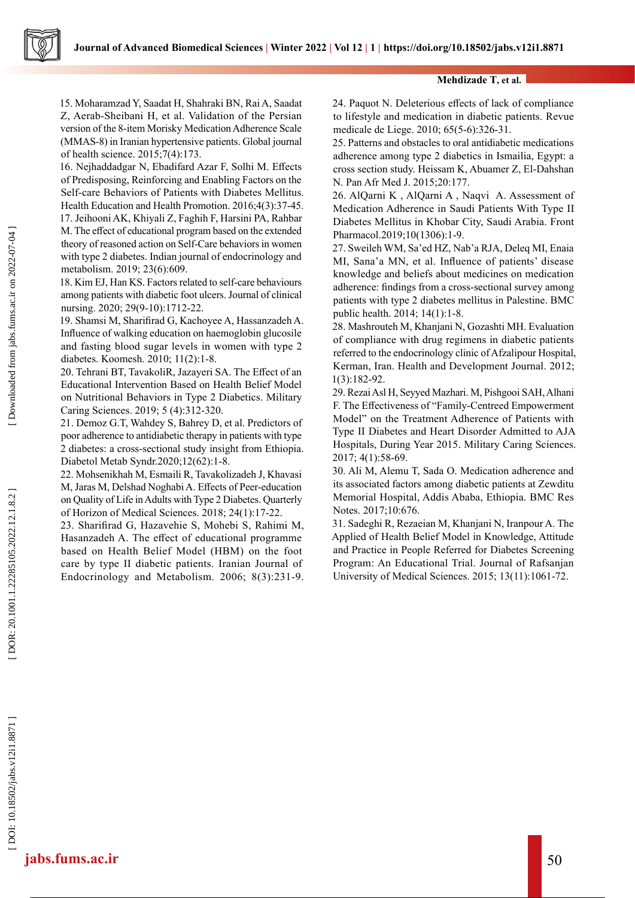15. Moharamzad Y, Saadat H, Shahraki BN, Rai A, Saadat Z, Aerab-Sheibani H, et al. Validation of the Persian version of the 8-item Morisky Medication Adherence Scale (MMAS-8) in Iranian hypertensive patients. Global journal of health science. 2015;7(4):173.

16. Nejhaddadgar N, Ebadifard Azar F, Solhi M. Effects of Predisposing, Reinforcing and Enabling Factors on the Self-care Behaviors of Patients with Diabetes Mellitus. Health Education and Health Promotion. 2016;4(3):37-45.

17. Jeihooni AK, Khiyali Z, Faghih F, Harsini PA, Rahbar M. The effect of educational program based on the extended theory of reasoned action on Self-Care behaviors in women with type 2 diabetes. Indian journal of endocrinology and metabolism. 2019; 23(6):609.

18. Kim EJ, Han KS. Factors related to self-care behaviours among patients with diabetic foot ulcers. Journal of clinical nursing. 2020; 29(9-10):1712-22.

19. Shamsi M, Sharifirad G, Kachoyee A, Hassanzadeh A. Influence of walking education on haemoglobin glucosile and fasting blood sugar levels in women with type 2 diabetes. Koomesh. 2010; 11(2):1-8.

20. Tehrani BT, TavakoliR, Jazayeri SA. The Effect of an Educational Intervention Based on Health Belief Model on Nutritional Behaviors in Type 2 Diabetics. Military Caring Sciences. 2019; 5 (4):312-320.

21. Demoz G.T, Wahdey S, Bahrey D, et al. Predictors of poor adherence to antidiabetic therapy in patients with type 2 diabetes: a cross-sectional study insight from Ethiopia. Diabetol Metab Syndr.2020;12(62):1-8.

22. Mohsenikhah M, Esmaili R, Tavakolizadeh J, Khavasi M, Jaras M, Delshad Noghabi A. Effects of Peer-education on Quality of Life in Adults with Type 2 Diabetes. Quarterly of Horizon of Medical Sciences. 2018; 24(1):17-22.

23. Sharifirad G, Hazavehie S, Mohebi S, Rahimi M, Hasanzadeh A. The effect of educational programme based on Health Belief Model (HBM) on the foot care by type II diabetic patients. Iranian Journal of Endocrinology and Metabolism. 2006; 8(3):231-9.

24. Paquot N. Deleterious effects of lack of compliance to lifestyle and medication in diabetic patients. Revue medicale de Liege. 2010; 65(5-6):326-31.

25. Patterns and obstacles to oral antidiabetic medications adherence among type 2 diabetics in Ismailia, Egypt: a cross section study. Heissam K, Abuamer Z, El-Dahshan N. Pan Afr Med J. 2015;20:177.

26. AlQarni K , AlQarni A , Naqvi A. Assessment of Medication Adherence in Saudi Patients With Type II Diabetes Mellitus in Khobar City, Saudi Arabia. Front Pharmacol.2019;10(1306):1-9.

27. Sweileh WM, Sa'ed HZ, Nab'a RJA, Deleq MI, Enaia MI, Sana'a MN, et al. Influence of patients' disease knowledge and beliefs about medicines on medication adherence: findings from a cross-sectional survey among patients with type 2 diabetes mellitus in Palestine. BMC public health. 2014; 14(1):1-8.

28. Mashrouteh M, Khanjani N, Gozashti MH. Evaluation of compliance with drug regimens in diabetic patients referred to the endocrinology clinic of Afzalipour Hospital, Kerman, Iran. Health and Development Journal. 2012; 1(3):182-92.

29. Rezai Asl H, Seyyed Mazhari. M, Pishgooi SAH, Alhani F. The Effectiveness of "Family-Centreed Empowerment Model" on the Treatment Adherence of Patients with Type II Diabetes and Heart Disorder Admitted to AJA Hospitals, During Year 2015. Military Caring Sciences. 2017; 4(1):58-69.

30. Ali M, Alemu T, Sada O. Medication adherence and its associated factors among diabetic patients at Zewditu Memorial Hospital, Addis Ababa, Ethiopia. BMC Res Notes. 2017;10:676.

31. Sadeghi R, Rezaeian M, Khanjani N, Iranpour A. The Applied of Health Belief Model in Knowledge, Attitude and Practice in People Referred for Diabetes Screening Program: An Educational Trial. Journal of Rafsanjan University of Medical Sciences. 2015; 13(11):1061-72.